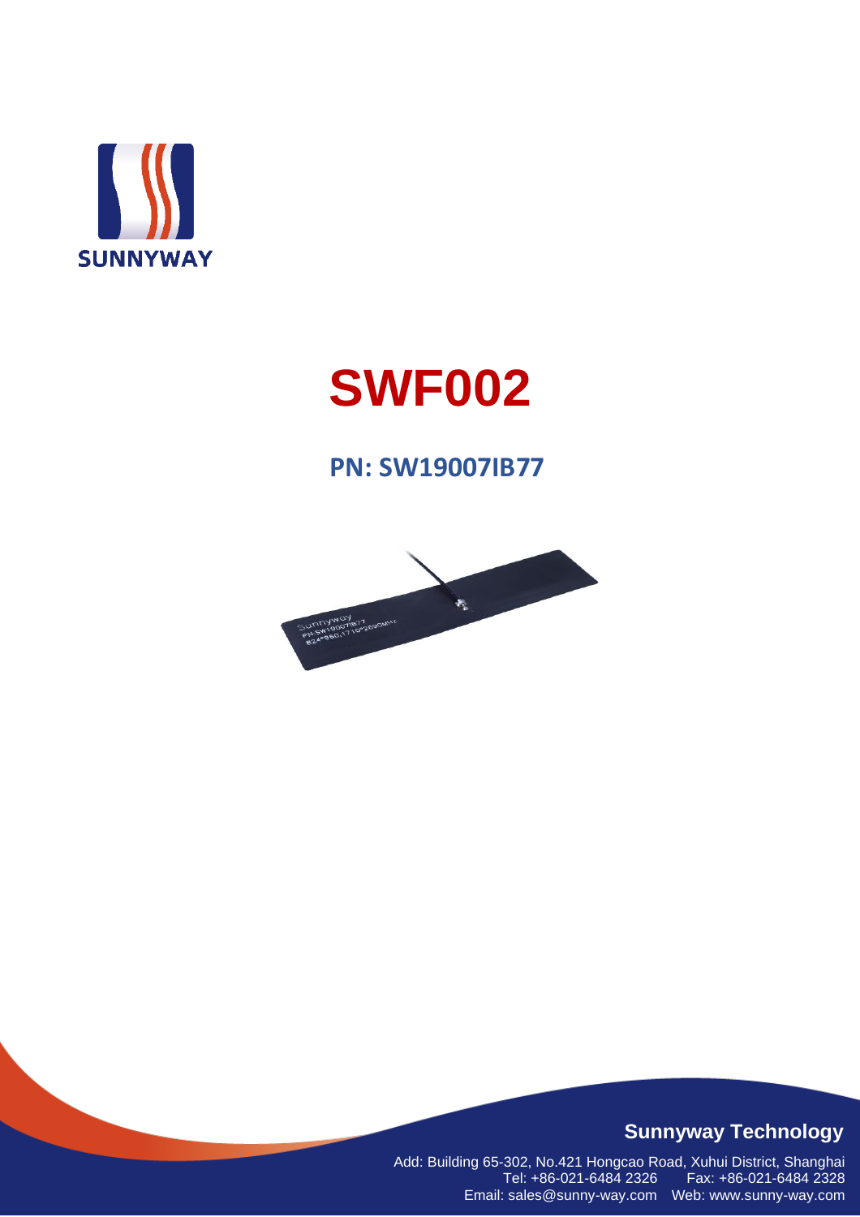SUNNYWAY

# SWF002

## PN: SW19007IB77

**Sunnyway Technology**

Add: Building 65-302, No.421 Hongcao Road, Xuhui District, Shanghai
Tel: +86-021-6484 2326 Fax: +86-021-6484 2328
Email: sales@sunny-way.com Web: www.sunny-way.com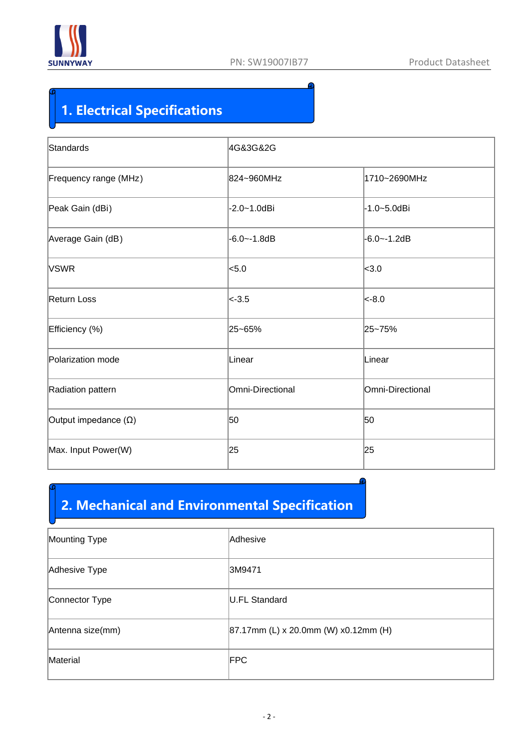## 1. Electrical Specifications

| Standards | 4G&3G&2G | |
|---|---|---|
| Frequency range (MHz) | 824~960MHz | 1710~2690MHz |
| Peak Gain (dBi) | -2.0~1.0dBi | -1.0~5.0dBi |
| Average Gain (dB) | -6.0~-1.8dB | -6.0~-1.2dB |
| VSWR | <5.0 | <3.0 |
| Return Loss | <-3.5 | <-8.0 |
| Efficiency (%) | 25~65% | 25~75% |
| Polarization mode | Linear | Linear |
| Radiation pattern | Omni-Directional | Omni-Directional |
| Output impedance (Ω) | 50 | 50 |
| Max. Input Power(W) | 25 | 25 |

## 2. Mechanical and Environmental Specification

| Mounting Type | Adhesive |
|---|---|
| Adhesive Type | 3M9471 |
| Connector Type | U.FL Standard |
| Antenna size(mm) | 87.17mm (L) x 20.0mm (W) x0.12mm (H) |
| Material | FPC |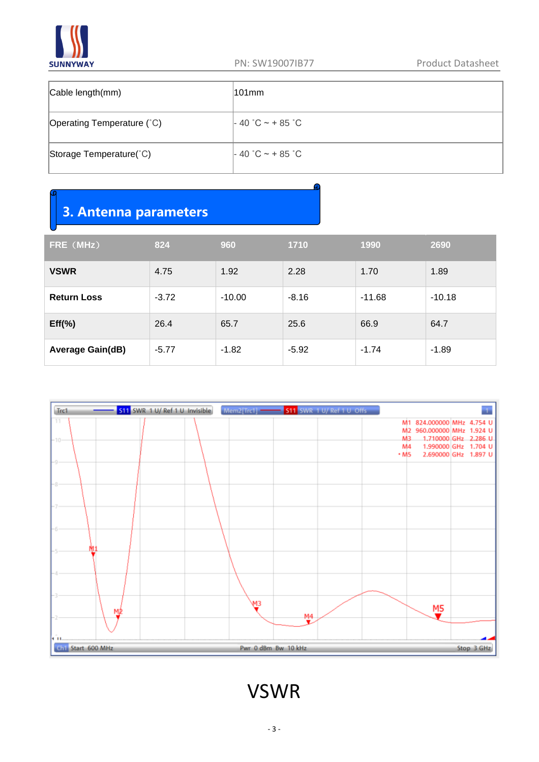| Cable length(mm) | 101mm |
|---|---|
| Operating Temperature (˚C) | - 40 ˚C ~ + 85 ˚C |
| Storage Temperature(˚C) | - 40 ˚C ~ + 85 ˚C |

## 3. Antenna parameters

| FRE（MHz） | 824 | 960 | 1710 | 1990 | 2690 |
|---|---|---|---|---|---|
| **VSWR** | 4.75 | 1.92 | 2.28 | 1.70 | 1.89 |
| **Return Loss** | -3.72 | -10.00 | -8.16 | -11.68 | -10.18 |
| **Eff(%)** | 26.4 | 65.7 | 25.6 | 66.9 | 64.7 |
| **Average Gain(dB)** | -5.77 | -1.82 | -5.92 | -1.74 | -1.89 |

VSWR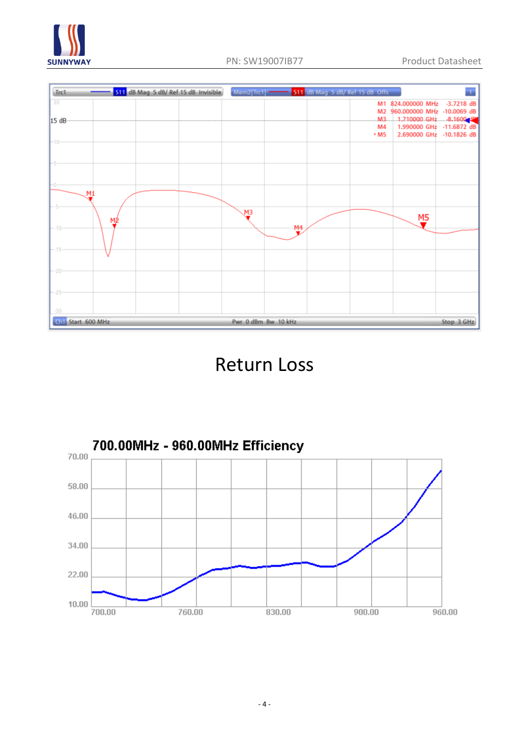| Marker | Frequency | Value |
|---|---|---|
| M1 | 824.000000 MHz | -3.7218 dB |
| M2 | 960.000000 MHz | -10.0069 dB |
| M3 | 1.710000 GHz | -8.1600 dB |
| M4 | 1.990000 GHz | -11.6872 dB |
| M5 | 2.690000 GHz | -10.1826 dB |

Return Loss

700.00MHz - 960.00MHz Efficiency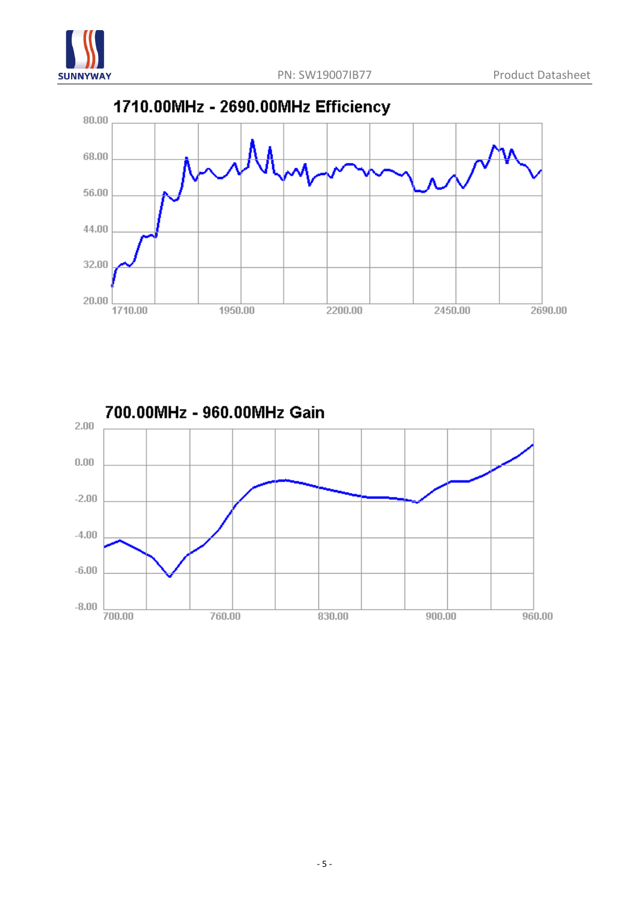## 1710.00MHz - 2690.00MHz Efficiency

## 700.00MHz - 960.00MHz Gain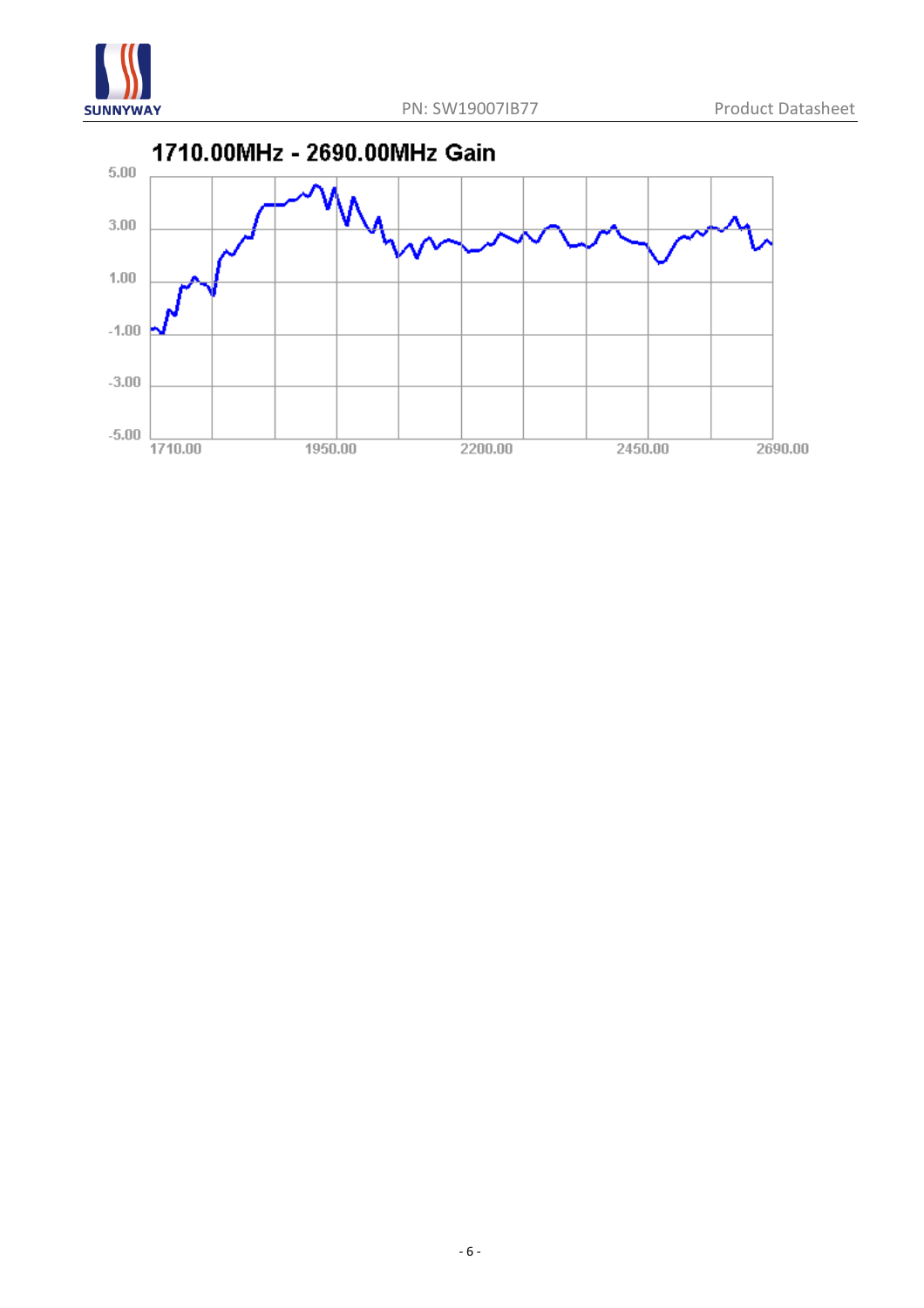1710.00MHz - 2690.00MHz Gain

5.00
3.00
1.00
-1.00
-3.00
-5.00

1710.00 1950.00 2200.00 2450.00 2690.00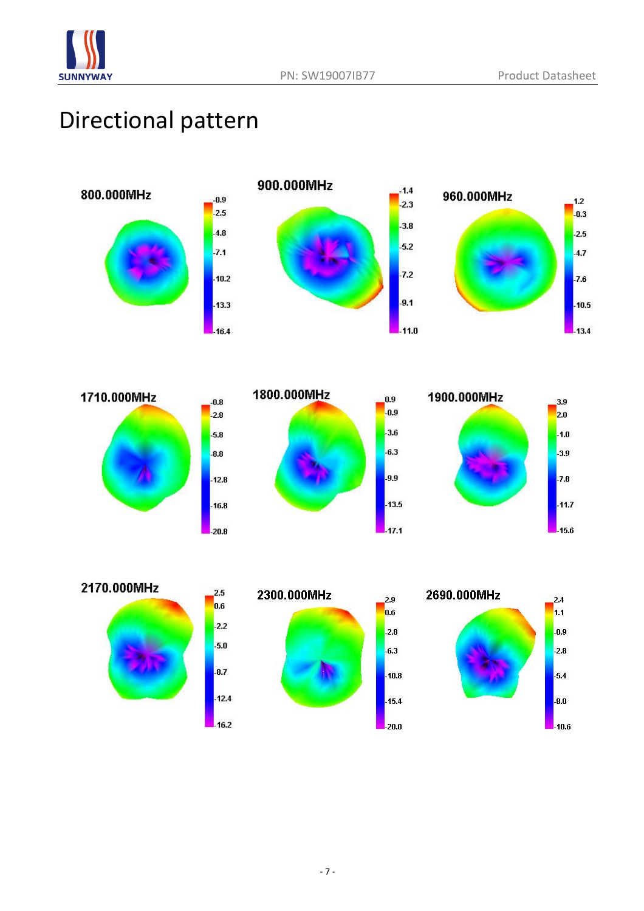# Directional pattern

800.000MHz

-0.9
-2.5
-4.8
-7.1
-10.2
-13.3
-16.4

900.000MHz

-1.4
-2.3
-3.8
-5.2
-7.2
-9.1
-11.0

960.000MHz

1.2
-0.3
-2.5
-4.7
-7.6
-10.5
-13.4

1710.000MHz

-0.8
-2.8
-5.8
-8.8
-12.8
-16.8
-20.8

1800.000MHz

0.9
-0.9
-3.6
-6.3
-9.9
-13.5
-17.1

1900.000MHz

3.9
2.0
-1.0
-3.9
-7.8
-11.7
-15.6

2170.000MHz

2.5
0.6
-2.2
-5.0
-8.7
-12.4
-16.2

2300.000MHz

2.9
0.6
-2.8
-6.3
-10.8
-15.4
-20.0

2690.000MHz

2.4
1.1
-0.9
-2.8
-5.4
-8.0
-10.6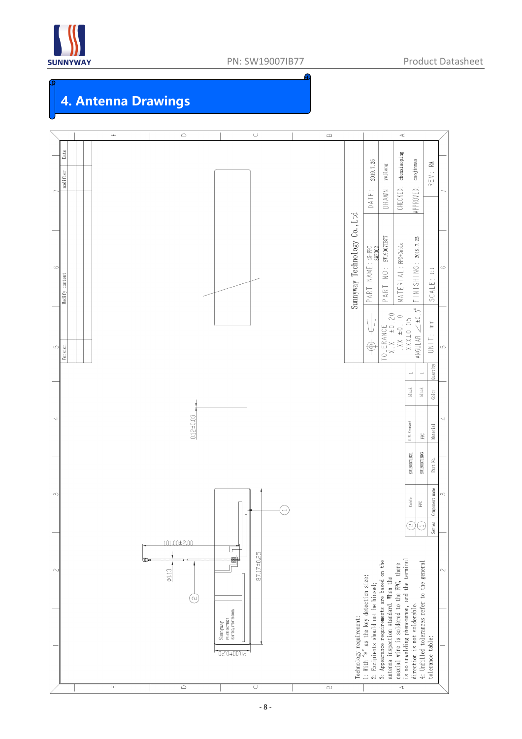# 4. Antenna Drawings

| Version | Modify content | modifier | Date |
| --- | --- | --- | --- |
| | | | |

101.00±2.00

Φ1.13

87.17±0.25

0.12±0.03

20.00±0.20

Sunnyway
PN:SW19007IB77
824~960,1710~2690MHz

Technology requirement:
1: With "*" as the key detection size;
2: Excipients should not be biased;
3: Appearance requirements are based on the antenna inspection standard. When the coaxial wire is soldered to the FPC, there is no unwelding phenomenon, and the terminal direction is not solderable.
4: Unfilled tolerances refer to the general tolerance table;

| Series | Component name | Part No. | Material | Color | Quantity |
| --- | --- | --- | --- | --- | --- |
| 2 | Cable | SW19007IB21 | U.FL Standard | black | 1 |
| 1 | FPC | SW19007IB03 | FPC | black | 1 |

Sunnyway Technology Co.,Ltd

| | | | |
| --- | --- | --- | --- |
| | PART NAME: 4G-FPC SWF002 | DATE: | 2019.7.25 |
| TOLERANCE X.X ±0.20 .XX ±0.10 .XXX±0.05 ANGULAR ∠±0.5° | PART NO: SW19007IB77 | DRAWN: | yujiang |
| | MATERIAL: FPC-Cable | CHECKED: | chenxiaoping |
| | FINISHING: 2019.7.25 | APPROVED: | caojinmao |
| UNIT: mm | SCALE: 1:1 | REV: RA | |